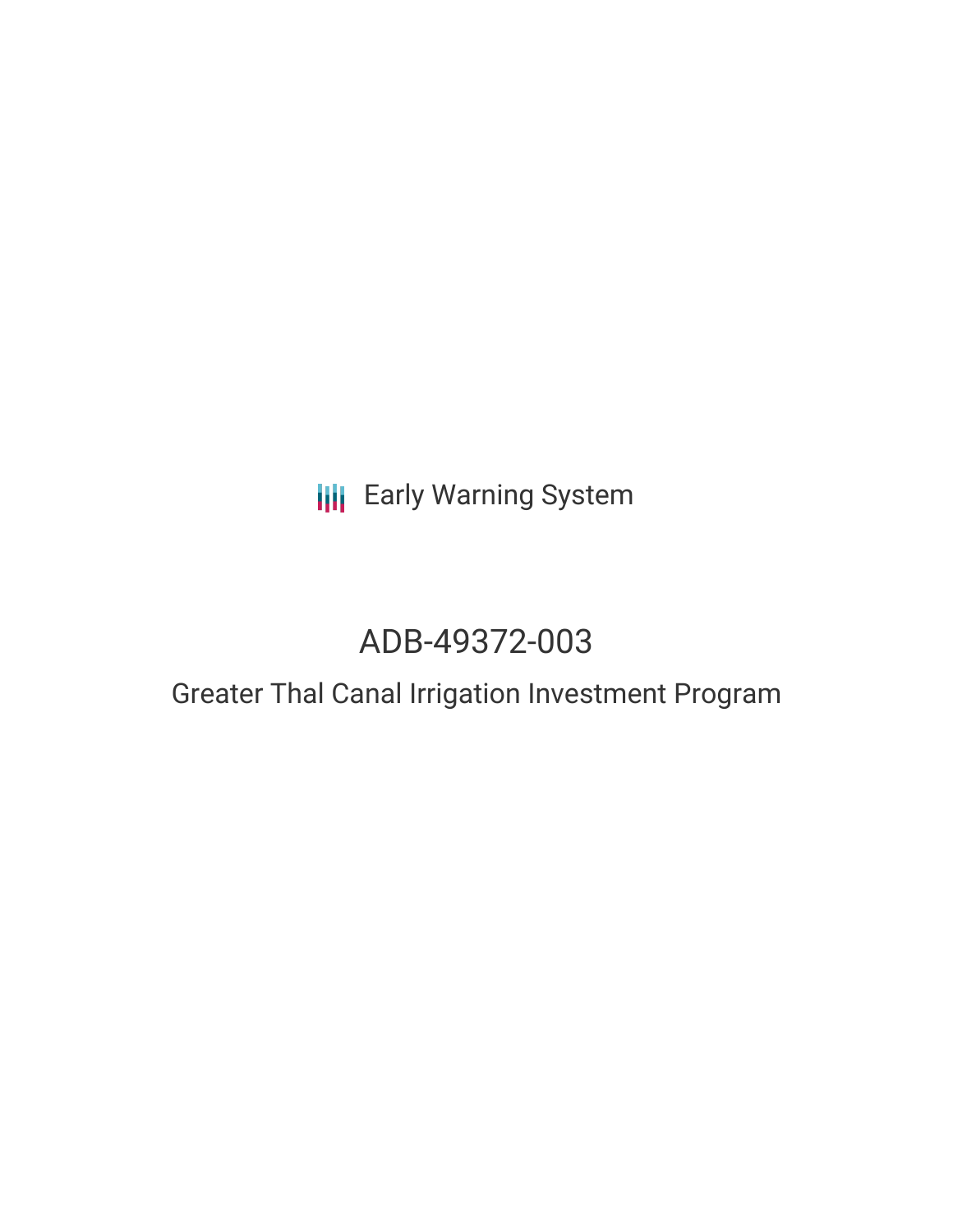Early Warning System

# ADB-49372-003

## Greater Thal Canal Irrigation Investment Program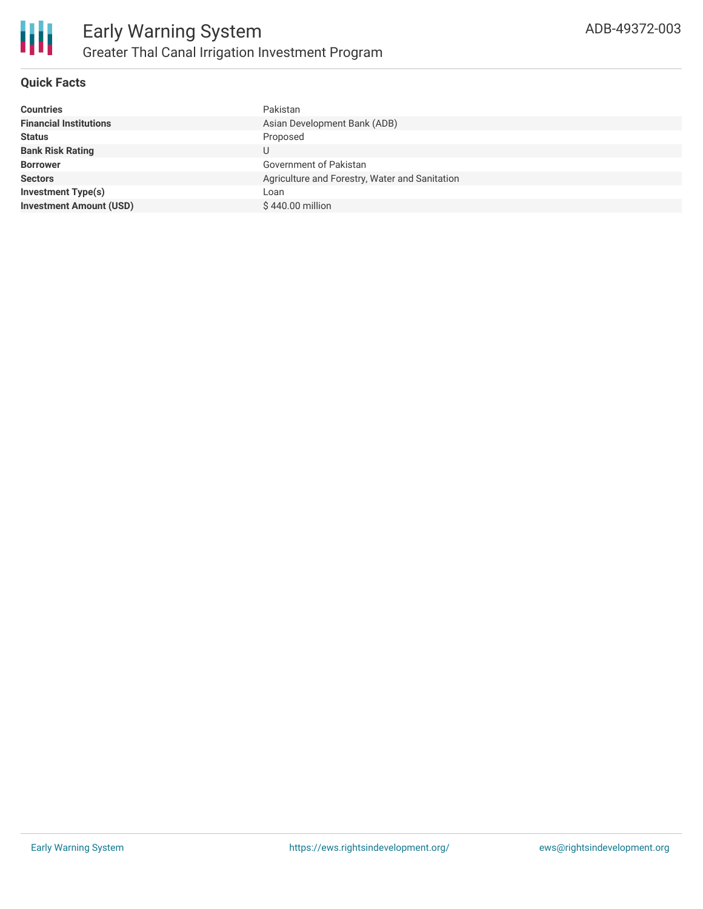# Early Warning System

## Greater Thal Canal Irrigation Investment Program

ADB-49372-003

### Quick Facts

| | |
|---|---|
| **Countries** | Pakistan |
| **Financial Institutions** | Asian Development Bank (ADB) |
| **Status** | Proposed |
| **Bank Risk Rating** | U |
| **Borrower** | Government of Pakistan |
| **Sectors** | Agriculture and Forestry, Water and Sanitation |
| **Investment Type(s)** | Loan |
| **Investment Amount (USD)** | $ 440.00 million |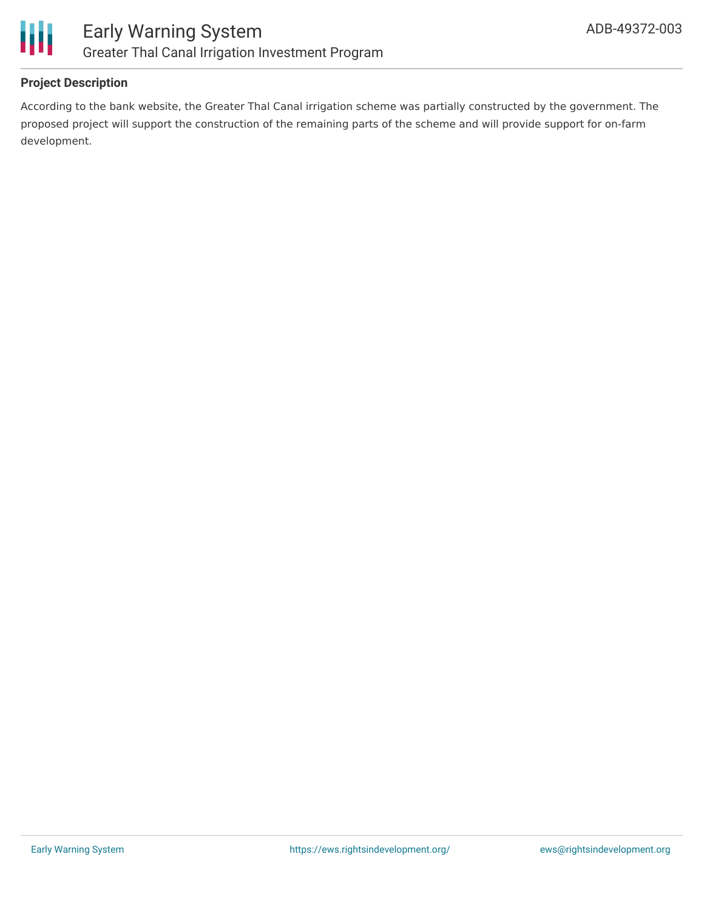## Project Description

According to the bank website, the Greater Thal Canal irrigation scheme was partially constructed by the government. The proposed project will support the construction of the remaining parts of the scheme and will provide support for on-farm development.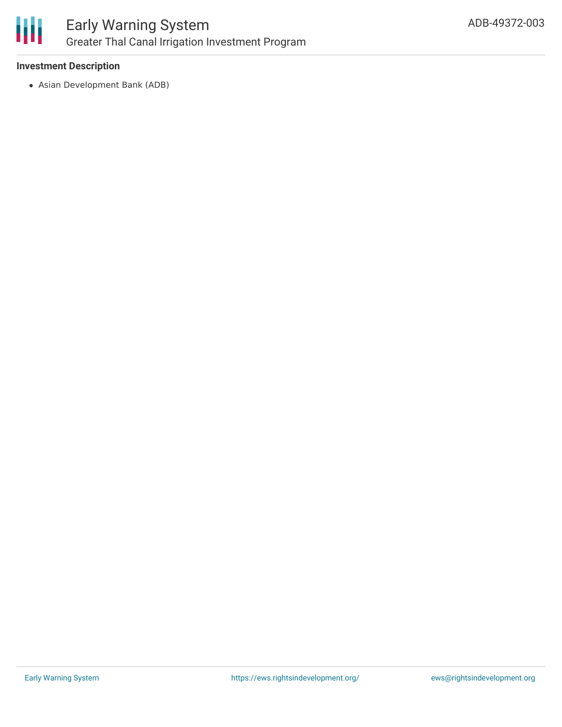### Investment Description

- Asian Development Bank (ADB)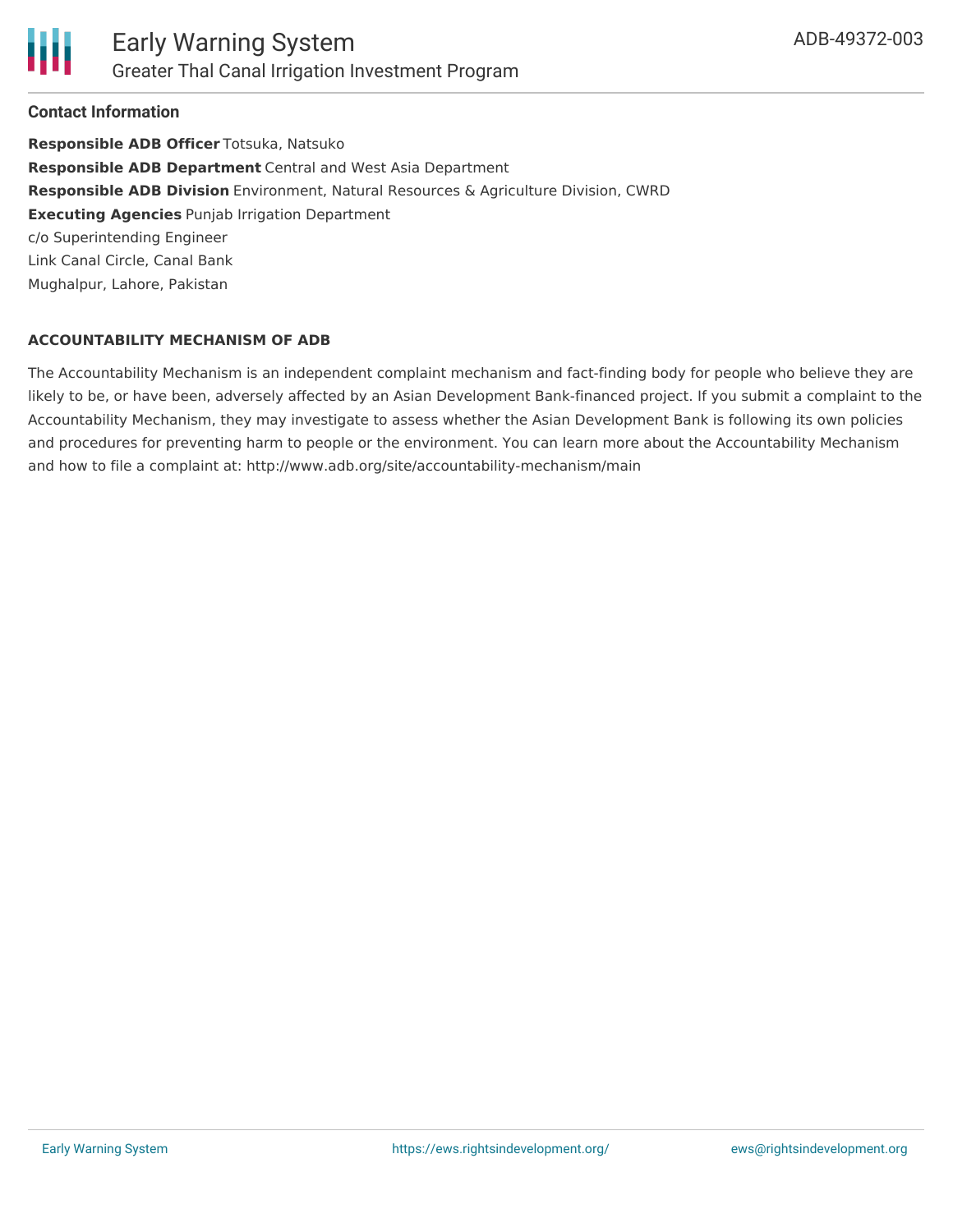### Contact Information

**Responsible ADB Officer** Totsuka, Natsuko
**Responsible ADB Department** Central and West Asia Department
**Responsible ADB Division** Environment, Natural Resources & Agriculture Division, CWRD
**Executing Agencies** Punjab Irrigation Department
c/o Superintending Engineer
Link Canal Circle, Canal Bank
Mughalpur, Lahore, Pakistan

#### ACCOUNTABILITY MECHANISM OF ADB

The Accountability Mechanism is an independent complaint mechanism and fact-finding body for people who believe they are likely to be, or have been, adversely affected by an Asian Development Bank-financed project. If you submit a complaint to the Accountability Mechanism, they may investigate to assess whether the Asian Development Bank is following its own policies and procedures for preventing harm to people or the environment. You can learn more about the Accountability Mechanism and how to file a complaint at: http://www.adb.org/site/accountability-mechanism/main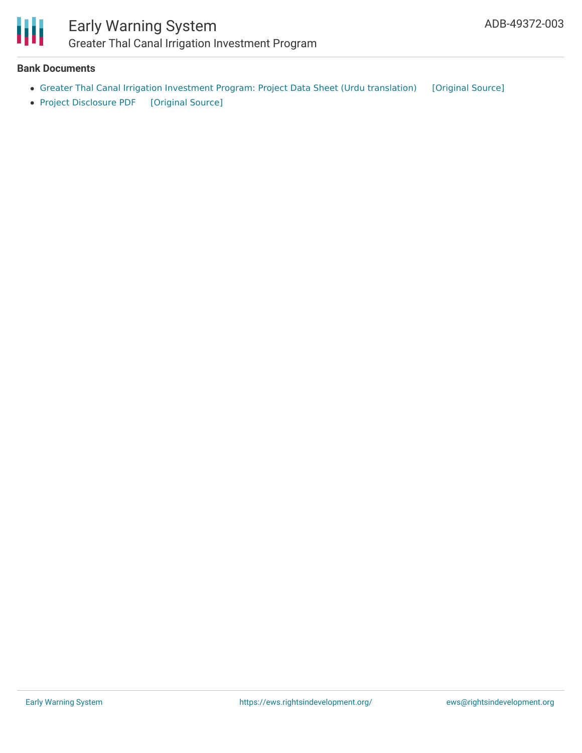## Bank Documents

- Greater Thal Canal Irrigation Investment Program: Project Data Sheet (Urdu translation) [Original Source]
- Project Disclosure PDF [Original Source]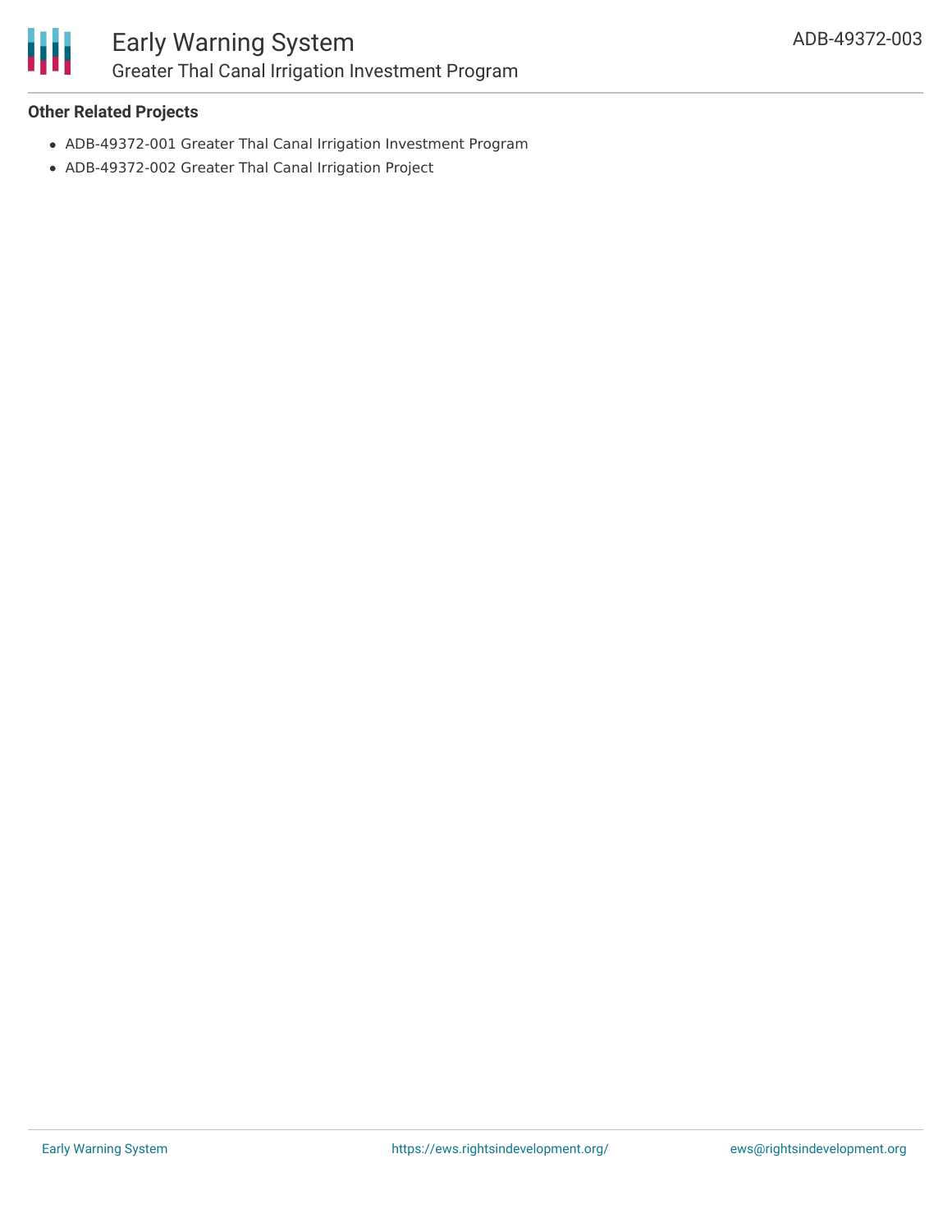**Other Related Projects**

- ADB-49372-001 Greater Thal Canal Irrigation Investment Program
- ADB-49372-002 Greater Thal Canal Irrigation Project